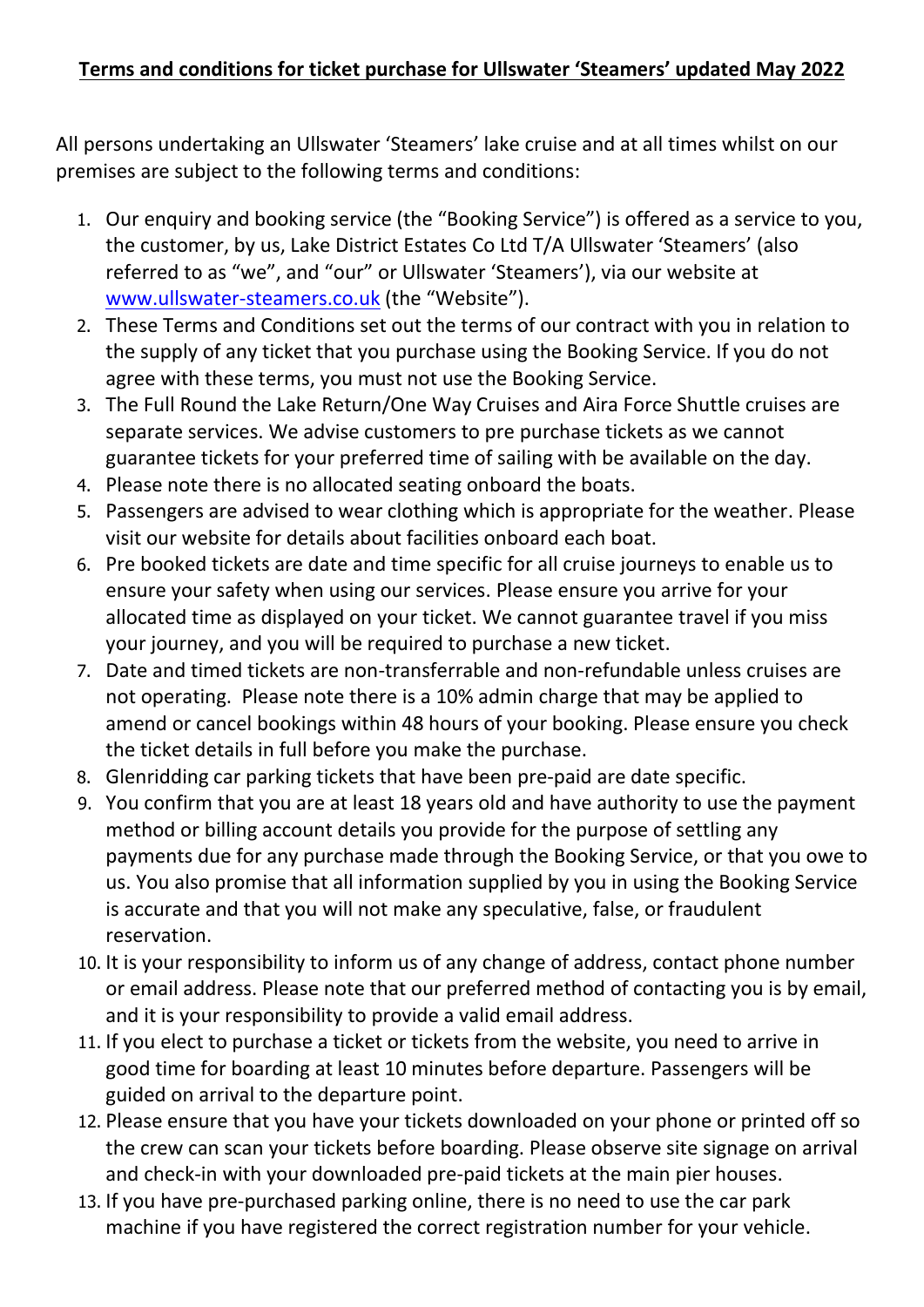**Terms and conditions for ticket purchase for Ullswater 'Steamers' updated May 2022**

All persons undertaking an Ullswater 'Steamers' lake cruise and at all times whilst on our premises are subject to the following terms and conditions:

1. Our enquiry and booking service (the "Booking Service") is offered as a service to you, the customer, by us, Lake District Estates Co Ltd T/A Ullswater 'Steamers' (also referred to as "we", and "our" or Ullswater 'Steamers'), via our website at [www.ullswater-steamers.co.uk](www.ullswater-steamers.co.uk) (the "Website").
2. These Terms and Conditions set out the terms of our contract with you in relation to the supply of any ticket that you purchase using the Booking Service. If you do not agree with these terms, you must not use the Booking Service.
3. The Full Round the Lake Return/One Way Cruises and Aira Force Shuttle cruises are separate services. We advise customers to pre purchase tickets as we cannot guarantee tickets for your preferred time of sailing with be available on the day.
4. Please note there is no allocated seating onboard the boats.
5. Passengers are advised to wear clothing which is appropriate for the weather. Please visit our website for details about facilities onboard each boat.
6. Pre booked tickets are date and time specific for all cruise journeys to enable us to ensure your safety when using our services. Please ensure you arrive for your allocated time as displayed on your ticket. We cannot guarantee travel if you miss your journey, and you will be required to purchase a new ticket.
7. Date and timed tickets are non-transferrable and non-refundable unless cruises are not operating. Please note there is a 10% admin charge that may be applied to amend or cancel bookings within 48 hours of your booking. Please ensure you check the ticket details in full before you make the purchase.
8. Glenridding car parking tickets that have been pre-paid are date specific.
9. You confirm that you are at least 18 years old and have authority to use the payment method or billing account details you provide for the purpose of settling any payments due for any purchase made through the Booking Service, or that you owe to us. You also promise that all information supplied by you in using the Booking Service is accurate and that you will not make any speculative, false, or fraudulent reservation.
10. It is your responsibility to inform us of any change of address, contact phone number or email address. Please note that our preferred method of contacting you is by email, and it is your responsibility to provide a valid email address.
11. If you elect to purchase a ticket or tickets from the website, you need to arrive in good time for boarding at least 10 minutes before departure. Passengers will be guided on arrival to the departure point.
12. Please ensure that you have your tickets downloaded on your phone or printed off so the crew can scan your tickets before boarding. Please observe site signage on arrival and check-in with your downloaded pre-paid tickets at the main pier houses.
13. If you have pre-purchased parking online, there is no need to use the car park machine if you have registered the correct registration number for your vehicle.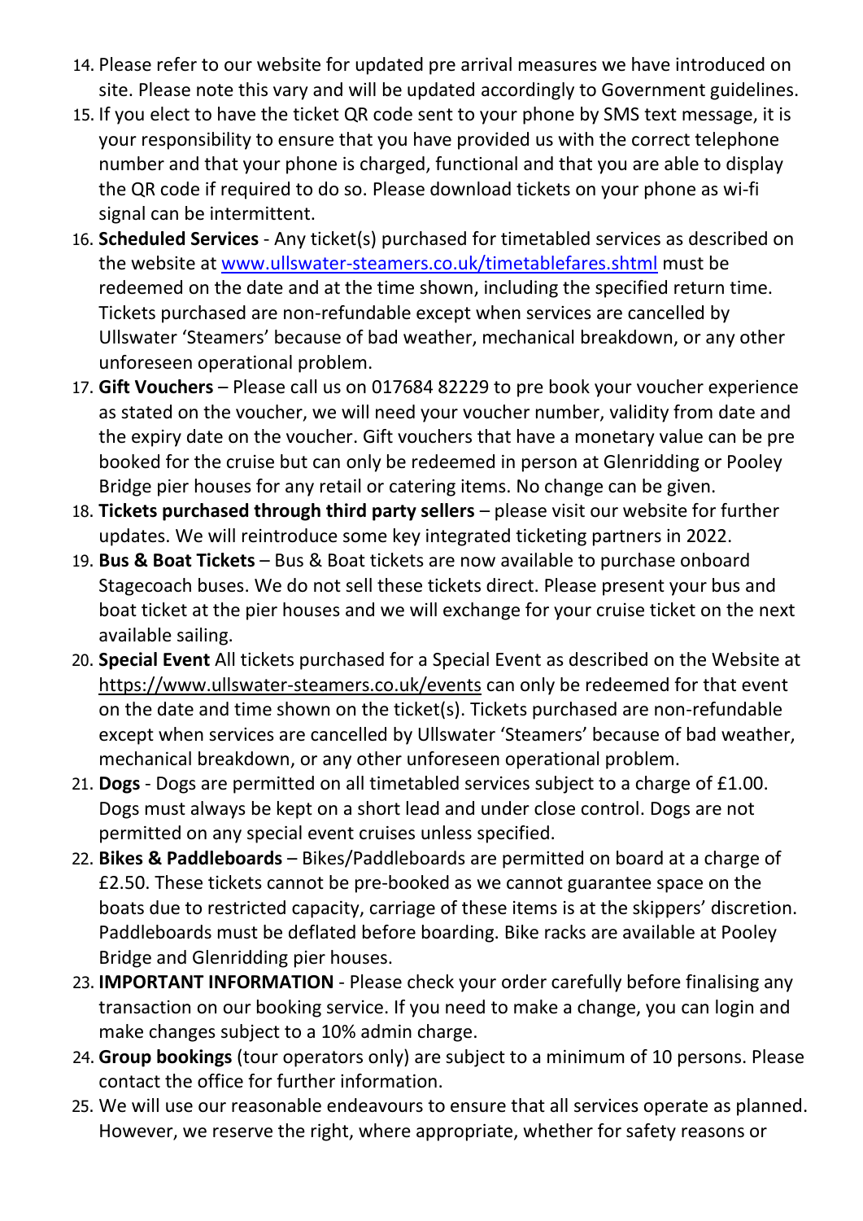14. Please refer to our website for updated pre arrival measures we have introduced on site. Please note this vary and will be updated accordingly to Government guidelines.
15. If you elect to have the ticket QR code sent to your phone by SMS text message, it is your responsibility to ensure that you have provided us with the correct telephone number and that your phone is charged, functional and that you are able to display the QR code if required to do so. Please download tickets on your phone as wi-fi signal can be intermittent.
16. **Scheduled Services** - Any ticket(s) purchased for timetabled services as described on the website at [www.ullswater-steamers.co.uk/timetablefares.shtml](www.ullswater-steamers.co.uk/timetablefares.shtml) must be redeemed on the date and at the time shown, including the specified return time. Tickets purchased are non-refundable except when services are cancelled by Ullswater 'Steamers' because of bad weather, mechanical breakdown, or any other unforeseen operational problem.
17. **Gift Vouchers** – Please call us on 017684 82229 to pre book your voucher experience as stated on the voucher, we will need your voucher number, validity from date and the expiry date on the voucher. Gift vouchers that have a monetary value can be pre booked for the cruise but can only be redeemed in person at Glenridding or Pooley Bridge pier houses for any retail or catering items. No change can be given.
18. **Tickets purchased through third party sellers** – please visit our website for further updates. We will reintroduce some key integrated ticketing partners in 2022.
19. **Bus & Boat Tickets** – Bus & Boat tickets are now available to purchase onboard Stagecoach buses. We do not sell these tickets direct. Please present your bus and boat ticket at the pier houses and we will exchange for your cruise ticket on the next available sailing.
20. **Special Event** All tickets purchased for a Special Event as described on the Website at https://www.ullswater-steamers.co.uk/events can only be redeemed for that event on the date and time shown on the ticket(s). Tickets purchased are non-refundable except when services are cancelled by Ullswater 'Steamers' because of bad weather, mechanical breakdown, or any other unforeseen operational problem.
21. **Dogs** - Dogs are permitted on all timetabled services subject to a charge of £1.00. Dogs must always be kept on a short lead and under close control. Dogs are not permitted on any special event cruises unless specified.
22. **Bikes & Paddleboards** – Bikes/Paddleboards are permitted on board at a charge of £2.50. These tickets cannot be pre-booked as we cannot guarantee space on the boats due to restricted capacity, carriage of these items is at the skippers' discretion. Paddleboards must be deflated before boarding. Bike racks are available at Pooley Bridge and Glenridding pier houses.
23. **IMPORTANT INFORMATION** - Please check your order carefully before finalising any transaction on our booking service. If you need to make a change, you can login and make changes subject to a 10% admin charge.
24. **Group bookings** (tour operators only) are subject to a minimum of 10 persons. Please contact the office for further information.
25. We will use our reasonable endeavours to ensure that all services operate as planned. However, we reserve the right, where appropriate, whether for safety reasons or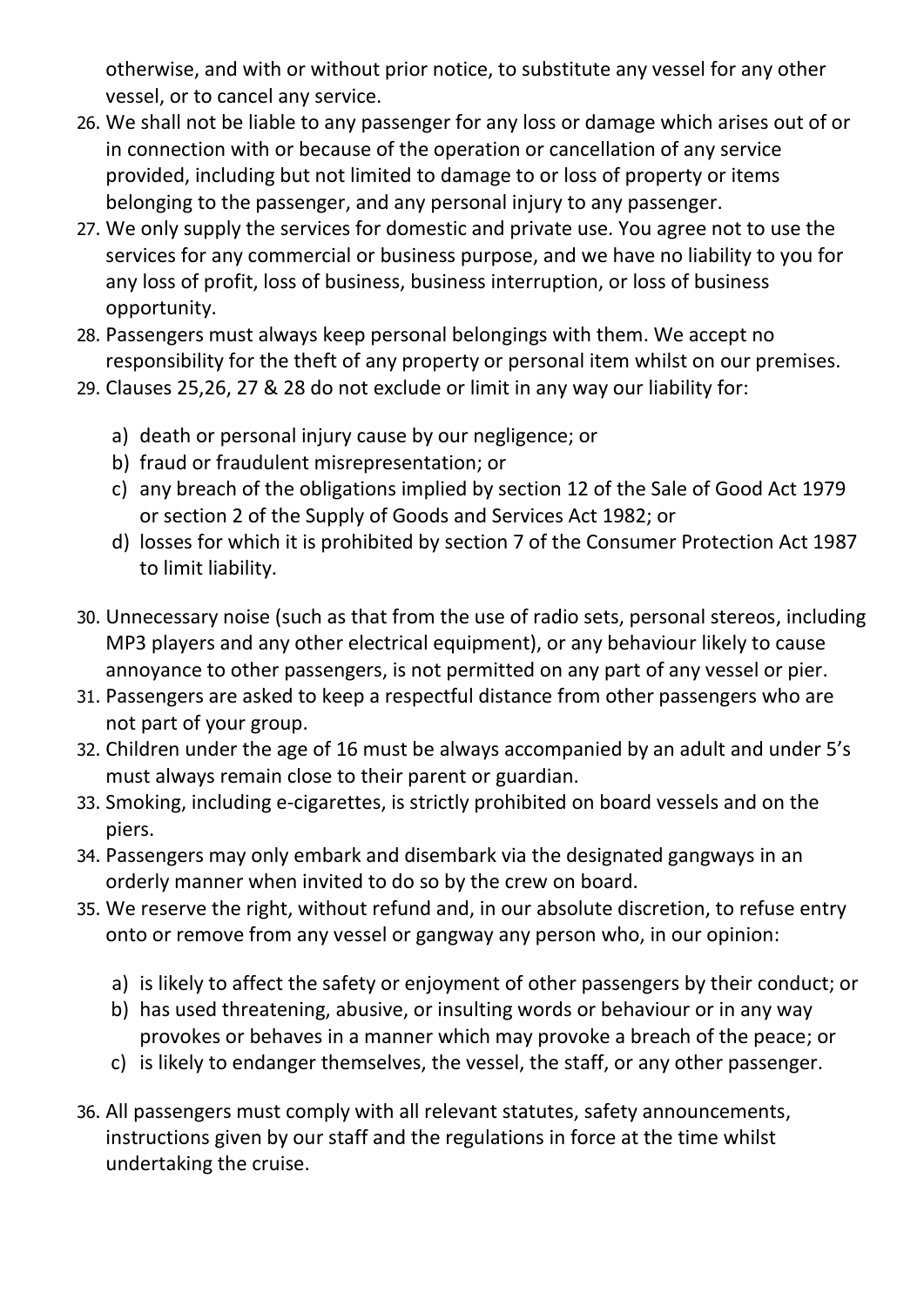otherwise, and with or without prior notice, to substitute any vessel for any other vessel, or to cancel any service.

26. We shall not be liable to any passenger for any loss or damage which arises out of or in connection with or because of the operation or cancellation of any service provided, including but not limited to damage to or loss of property or items belonging to the passenger, and any personal injury to any passenger.
27. We only supply the services for domestic and private use. You agree not to use the services for any commercial or business purpose, and we have no liability to you for any loss of profit, loss of business, business interruption, or loss of business opportunity.
28. Passengers must always keep personal belongings with them. We accept no responsibility for the theft of any property or personal item whilst on our premises.
29. Clauses 25,26, 27 & 28 do not exclude or limit in any way our liability for:

    a) death or personal injury cause by our negligence; or
    b) fraud or fraudulent misrepresentation; or
    c) any breach of the obligations implied by section 12 of the Sale of Good Act 1979 or section 2 of the Supply of Goods and Services Act 1982; or
    d) losses for which it is prohibited by section 7 of the Consumer Protection Act 1987 to limit liability.

30. Unnecessary noise (such as that from the use of radio sets, personal stereos, including MP3 players and any other electrical equipment), or any behaviour likely to cause annoyance to other passengers, is not permitted on any part of any vessel or pier.
31. Passengers are asked to keep a respectful distance from other passengers who are not part of your group.
32. Children under the age of 16 must be always accompanied by an adult and under 5's must always remain close to their parent or guardian.
33. Smoking, including e-cigarettes, is strictly prohibited on board vessels and on the piers.
34. Passengers may only embark and disembark via the designated gangways in an orderly manner when invited to do so by the crew on board.
35. We reserve the right, without refund and, in our absolute discretion, to refuse entry onto or remove from any vessel or gangway any person who, in our opinion:

    a) is likely to affect the safety or enjoyment of other passengers by their conduct; or
    b) has used threatening, abusive, or insulting words or behaviour or in any way provokes or behaves in a manner which may provoke a breach of the peace; or
    c) is likely to endanger themselves, the vessel, the staff, or any other passenger.

36. All passengers must comply with all relevant statutes, safety announcements, instructions given by our staff and the regulations in force at the time whilst undertaking the cruise.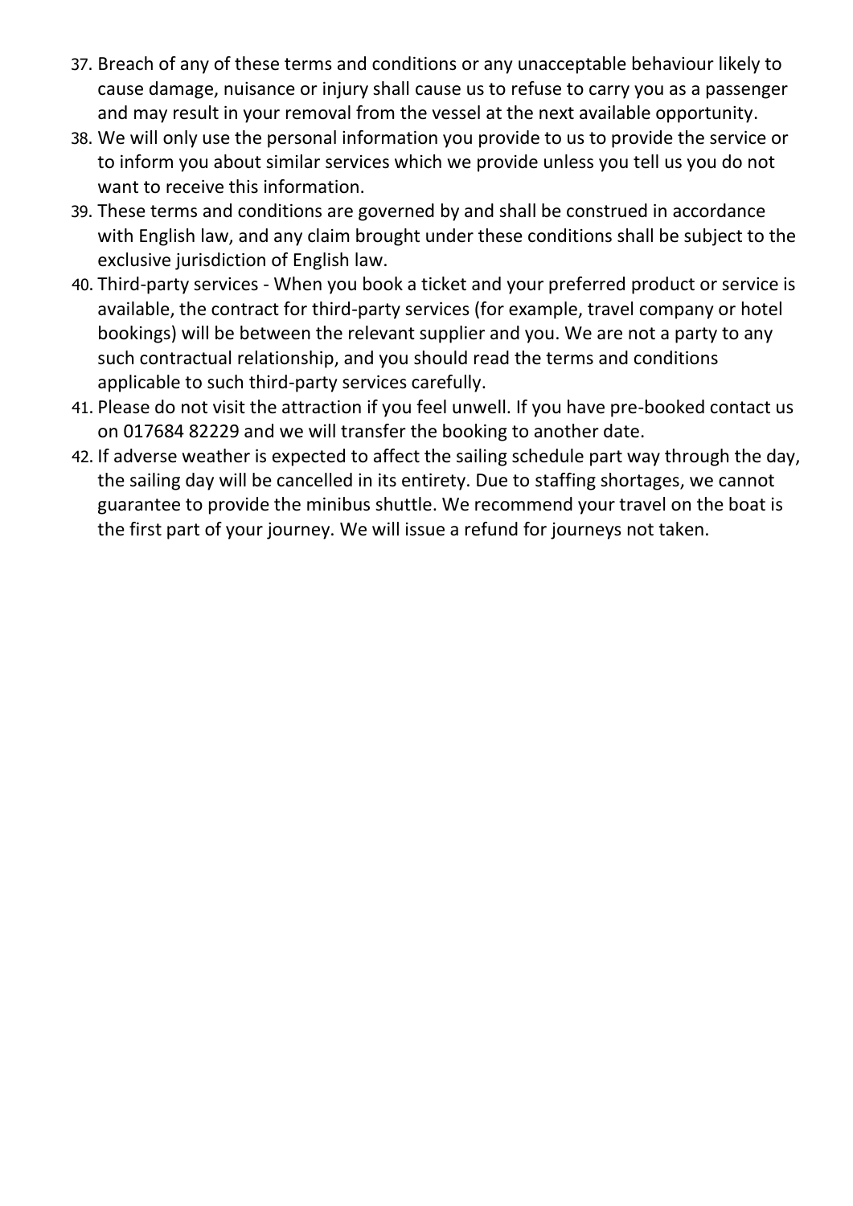37. Breach of any of these terms and conditions or any unacceptable behaviour likely to cause damage, nuisance or injury shall cause us to refuse to carry you as a passenger and may result in your removal from the vessel at the next available opportunity.
38. We will only use the personal information you provide to us to provide the service or to inform you about similar services which we provide unless you tell us you do not want to receive this information.
39. These terms and conditions are governed by and shall be construed in accordance with English law, and any claim brought under these conditions shall be subject to the exclusive jurisdiction of English law.
40. Third-party services - When you book a ticket and your preferred product or service is available, the contract for third-party services (for example, travel company or hotel bookings) will be between the relevant supplier and you. We are not a party to any such contractual relationship, and you should read the terms and conditions applicable to such third-party services carefully.
41. Please do not visit the attraction if you feel unwell. If you have pre-booked contact us on 017684 82229 and we will transfer the booking to another date.
42. If adverse weather is expected to affect the sailing schedule part way through the day, the sailing day will be cancelled in its entirety. Due to staffing shortages, we cannot guarantee to provide the minibus shuttle. We recommend your travel on the boat is the first part of your journey. We will issue a refund for journeys not taken.